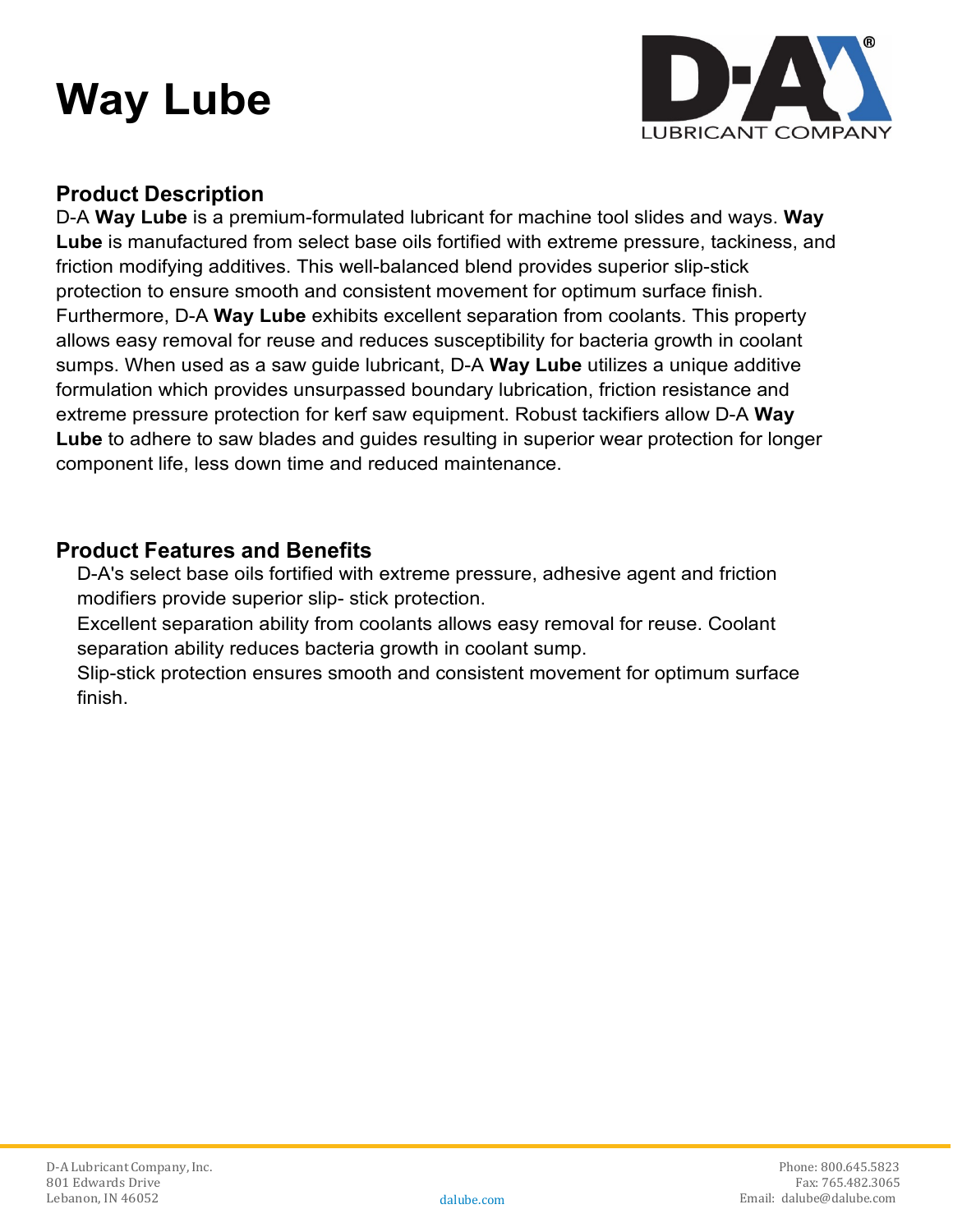# Way Lube

D-A LUBRICANT COMPANY

## Product Description

D-A **Way Lube** is a premium-formulated lubricant for machine tool slides and ways. **Way Lube** is manufactured from select base oils fortified with extreme pressure, tackiness, and friction modifying additives. This well-balanced blend provides superior slip-stick protection to ensure smooth and consistent movement for optimum surface finish. Furthermore, D-A **Way Lube** exhibits excellent separation from coolants. This property allows easy removal for reuse and reduces susceptibility for bacteria growth in coolant sumps. When used as a saw guide lubricant, D-A **Way Lube** utilizes a unique additive formulation which provides unsurpassed boundary lubrication, friction resistance and extreme pressure protection for kerf saw equipment. Robust tackifiers allow D-A **Way Lube** to adhere to saw blades and guides resulting in superior wear protection for longer component life, less down time and reduced maintenance.

## Product Features and Benefits

- D-A's select base oils fortified with extreme pressure, adhesive agent and friction modifiers provide superior slip- stick protection.
- Excellent separation ability from coolants allows easy removal for reuse. Coolant separation ability reduces bacteria growth in coolant sump.
- Slip-stick protection ensures smooth and consistent movement for optimum surface finish.

D-A Lubricant Company, Inc.
801 Edwards Drive
Lebanon, IN 46052

dalube.com

Phone: 800.645.5823
Fax: 765.482.3065
Email: dalube@dalube.com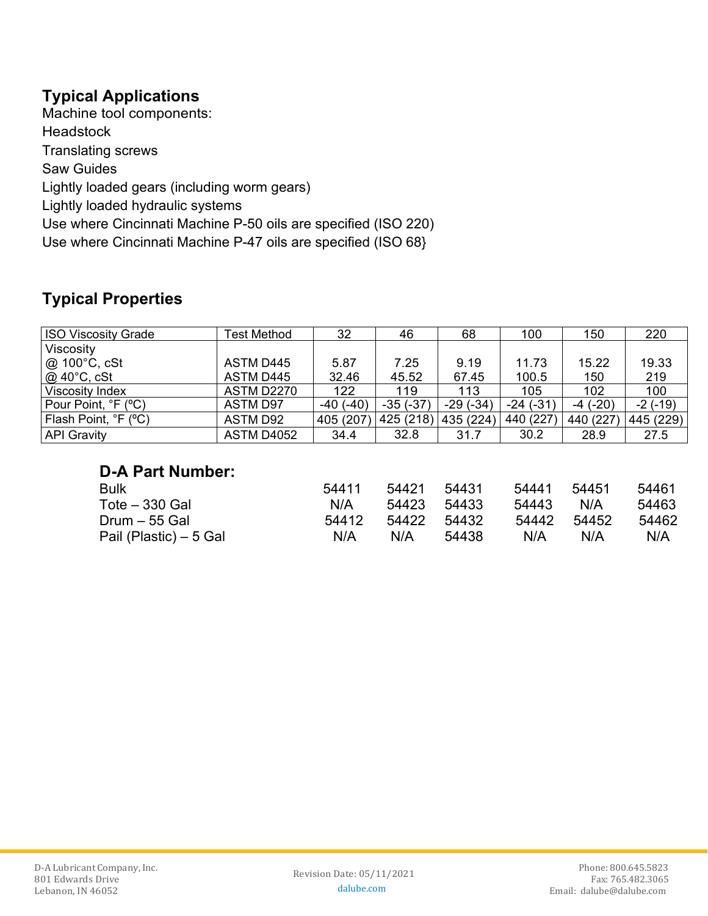## Typical Applications

Machine tool components:

Headstock

Translating screws

Saw Guides

Lightly loaded gears (including worm gears)

Lightly loaded hydraulic systems

Use where Cincinnati Machine P-50 oils are specified (ISO 220)

Use where Cincinnati Machine P-47 oils are specified (ISO 68}

## Typical Properties

| ISO Viscosity Grade | Test Method | 32 | 46 | 68 | 100 | 150 | 220 |
|---|---|---|---|---|---|---|---|
| Viscosity | | | | | | | |
| @ 100°C, cSt | ASTM D445 | 5.87 | 7.25 | 9.19 | 11.73 | 15.22 | 19.33 |
| @ 40°C, cSt | ASTM D445 | 32.46 | 45.52 | 67.45 | 100.5 | 150 | 219 |
| Viscosity Index | ASTM D2270 | 122 | 119 | 113 | 105 | 102 | 100 |
| Pour Point, °F (ºC) | ASTM D97 | -40 (-40) | -35 (-37) | -29 (-34) | -24 (-31) | -4 (-20) | -2 (-19) |
| Flash Point, °F (ºC) | ASTM D92 | 405 (207) | 425 (218) | 435 (224) | 440 (227) | 440 (227) | 445 (229) |
| API Gravity | ASTM D4052 | 34.4 | 32.8 | 31.7 | 30.2 | 28.9 | 27.5 |

### D-A Part Number:

| | | | | | | |
|---|---|---|---|---|---|---|
| Bulk | 54411 | 54421 | 54431 | 54441 | 54451 | 54461 |
| Tote – 330 Gal | N/A | 54423 | 54433 | 54443 | N/A | 54463 |
| Drum – 55 Gal | 54412 | 54422 | 54432 | 54442 | 54452 | 54462 |
| Pail (Plastic) – 5 Gal | N/A | N/A | 54438 | N/A | N/A | N/A |

D-A Lubricant Company, Inc.
801 Edwards Drive
Lebanon, IN 46052

Revision Date: 05/11/2021
dalube.com

Phone: 800.645.5823
Fax: 765.482.3065
Email: dalube@dalube.com